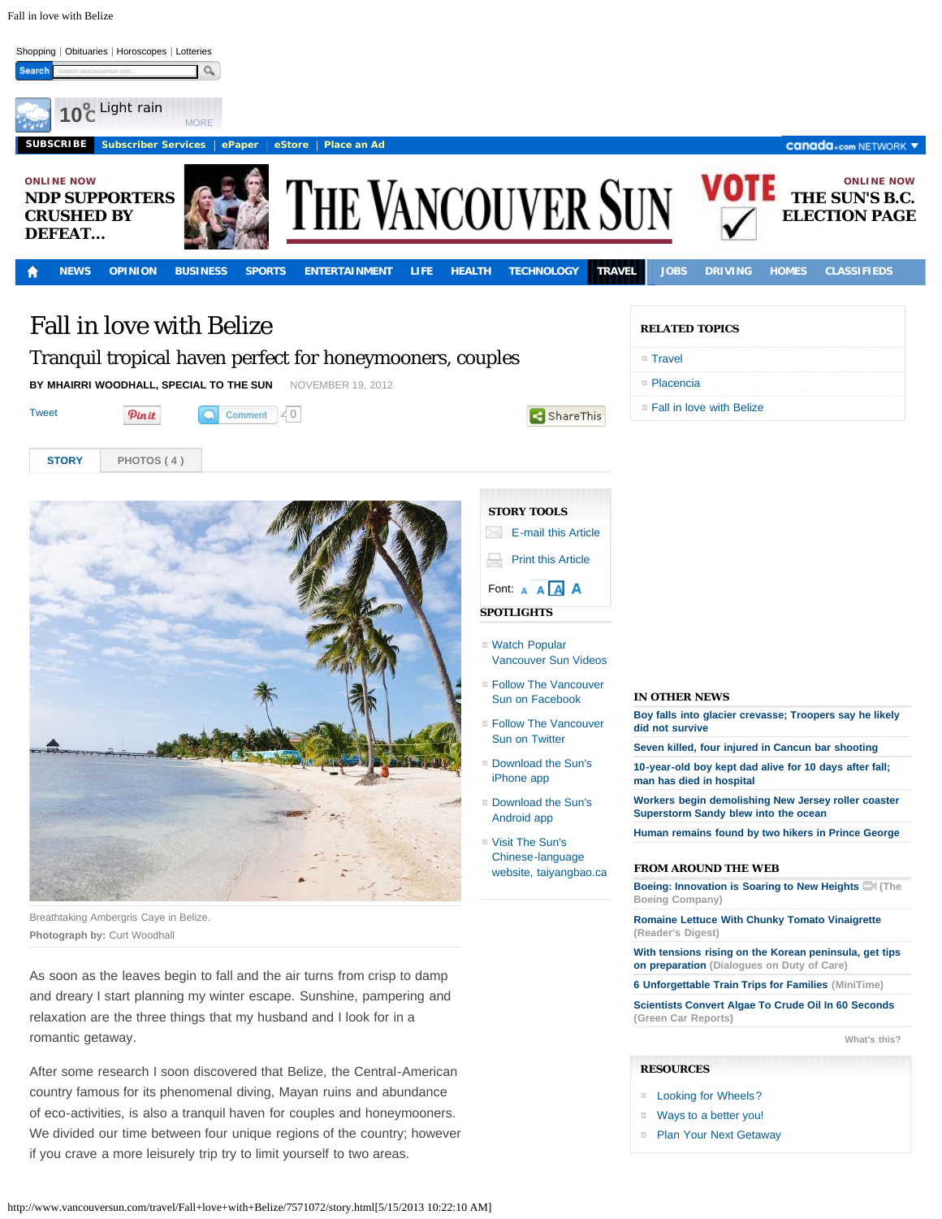Shopping | Obituaries | Horoscopes | Lotteries

10°C Light rain

SUBSCRIBE | Subscriber Services | ePaper | eStore | Place an Ad

ONLINE NOW
NDP SUPPORTERS CRUSHED BY DEFEAT...

THE VANCOUVER SUN

VOTE

ONLINE NOW
THE SUN'S B.C. ELECTION PAGE

NEWS | OPINION | BUSINESS | SPORTS | ENTERTAINMENT | LIFE | HEALTH | TECHNOLOGY | TRAVEL | JOBS | DRIVING | HOMES | CLASSIFIEDS

# Fall in love with Belize

## Tranquil tropical haven perfect for honeymooners, couples

**BY MHAIRRI WOODHALL, SPECIAL TO THE SUN** NOVEMBER 19, 2012

STORY | PHOTOS ( 4 )

Breathtaking Ambergris Caye in Belize.

**Photograph by:** Curt Woodhall

As soon as the leaves begin to fall and the air turns from crisp to damp and dreary I start planning my winter escape. Sunshine, pampering and relaxation are the three things that my husband and I look for in a romantic getaway.

After some research I soon discovered that Belize, the Central-American country famous for its phenomenal diving, Mayan ruins and abundance of eco-activities, is also a tranquil haven for couples and honeymooners. We divided our time between four unique regions of the country; however if you crave a more leisurely trip try to limit yourself to two areas.

**STORY TOOLS**
- E-mail this Article
- Print this Article

**SPOTLIGHTS**
- Watch Popular Vancouver Sun Videos
- Follow The Vancouver Sun on Facebook
- Follow The Vancouver Sun on Twitter
- Download the Sun's iPhone app
- Download the Sun's Android app
- Visit The Sun's Chinese-language website, taiyangbao.ca

**RELATED TOPICS**
- Travel
- Placencia
- Fall in love with Belize

**IN OTHER NEWS**
- Boy falls into glacier crevasse; Troopers say he likely did not survive
- Seven killed, four injured in Cancun bar shooting
- 10-year-old boy kept dad alive for 10 days after fall; man has died in hospital
- Workers begin demolishing New Jersey roller coaster Superstorm Sandy blew into the ocean
- Human remains found by two hikers in Prince George

**FROM AROUND THE WEB**
- Boeing: Innovation is Soaring to New Heights (The Boeing Company)
- Romaine Lettuce With Chunky Tomato Vinaigrette (Reader's Digest)
- With tensions rising on the Korean peninsula, get tips on preparation (Dialogues on Duty of Care)
- 6 Unforgettable Train Trips for Families (MiniTime)
- Scientists Convert Algae To Crude Oil In 60 Seconds (Green Car Reports)

**RESOURCES**
- Looking for Wheels?
- Ways to a better you!
- Plan Your Next Getaway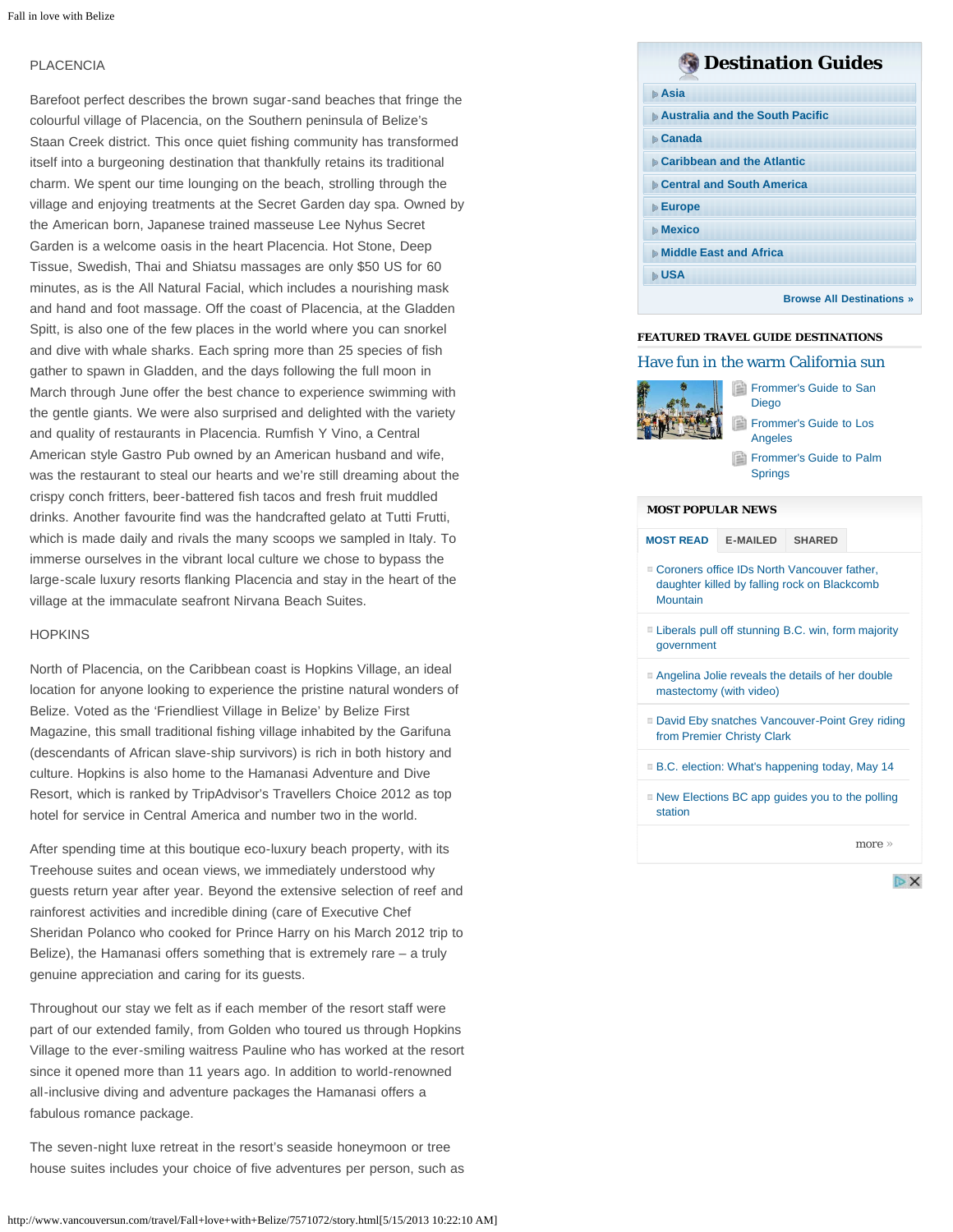PLACENCIA

Barefoot perfect describes the brown sugar-sand beaches that fringe the colourful village of Placencia, on the Southern peninsula of Belize's Staan Creek district. This once quiet fishing community has transformed itself into a burgeoning destination that thankfully retains its traditional charm. We spent our time lounging on the beach, strolling through the village and enjoying treatments at the Secret Garden day spa. Owned by the American born, Japanese trained masseuse Lee Nyhus Secret Garden is a welcome oasis in the heart Placencia. Hot Stone, Deep Tissue, Swedish, Thai and Shiatsu massages are only $50 US for 60 minutes, as is the All Natural Facial, which includes a nourishing mask and hand and foot massage. Off the coast of Placencia, at the Gladden Spitt, is also one of the few places in the world where you can snorkel and dive with whale sharks. Each spring more than 25 species of fish gather to spawn in Gladden, and the days following the full moon in March through June offer the best chance to experience swimming with the gentle giants. We were also surprised and delighted with the variety and quality of restaurants in Placencia. Rumfish Y Vino, a Central American style Gastro Pub owned by an American husband and wife, was the restaurant to steal our hearts and we're still dreaming about the crispy conch fritters, beer-battered fish tacos and fresh fruit muddled drinks. Another favourite find was the handcrafted gelato at Tutti Frutti, which is made daily and rivals the many scoops we sampled in Italy. To immerse ourselves in the vibrant local culture we chose to bypass the large-scale luxury resorts flanking Placencia and stay in the heart of the village at the immaculate seafront Nirvana Beach Suites.

HOPKINS

North of Placencia, on the Caribbean coast is Hopkins Village, an ideal location for anyone looking to experience the pristine natural wonders of Belize. Voted as the 'Friendliest Village in Belize' by Belize First Magazine, this small traditional fishing village inhabited by the Garifuna (descendants of African slave-ship survivors) is rich in both history and culture. Hopkins is also home to the Hamanasi Adventure and Dive Resort, which is ranked by TripAdvisor's Travellers Choice 2012 as top hotel for service in Central America and number two in the world.

After spending time at this boutique eco-luxury beach property, with its Treehouse suites and ocean views, we immediately understood why guests return year after year. Beyond the extensive selection of reef and rainforest activities and incredible dining (care of Executive Chef Sheridan Polanco who cooked for Prince Harry on his March 2012 trip to Belize), the Hamanasi offers something that is extremely rare – a truly genuine appreciation and caring for its guests.

Throughout our stay we felt as if each member of the resort staff were part of our extended family, from Golden who toured us through Hopkins Village to the ever-smiling waitress Pauline who has worked at the resort since it opened more than 11 years ago. In addition to world-renowned all-inclusive diving and adventure packages the Hamanasi offers a fabulous romance package.

The seven-night luxe retreat in the resort's seaside honeymoon or tree house suites includes your choice of five adventures per person, such as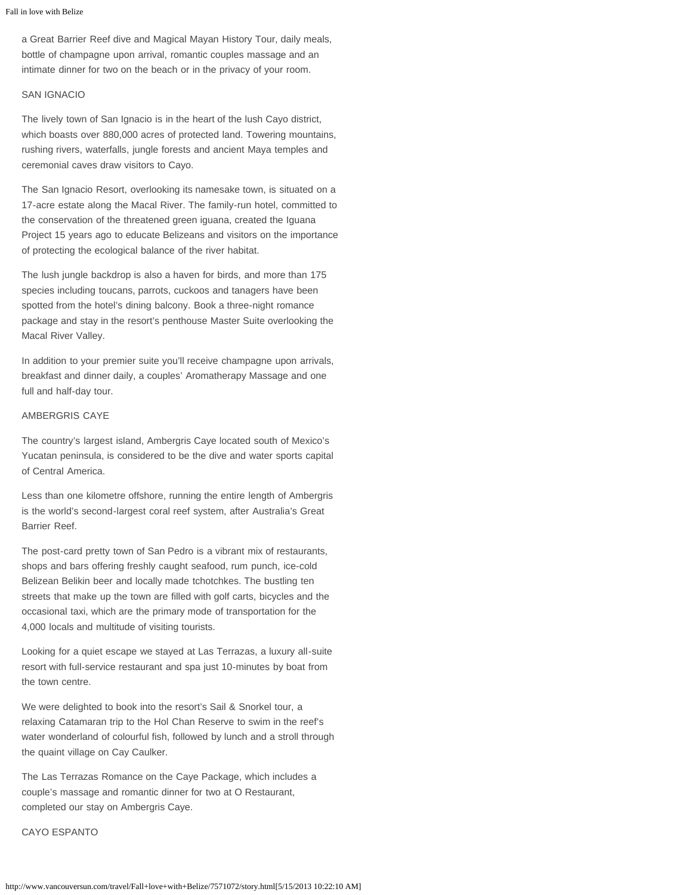a Great Barrier Reef dive and Magical Mayan History Tour, daily meals, bottle of champagne upon arrival, romantic couples massage and an intimate dinner for two on the beach or in the privacy of your room.

SAN IGNACIO

The lively town of San Ignacio is in the heart of the lush Cayo district, which boasts over 880,000 acres of protected land. Towering mountains, rushing rivers, waterfalls, jungle forests and ancient Maya temples and ceremonial caves draw visitors to Cayo.

The San Ignacio Resort, overlooking its namesake town, is situated on a 17-acre estate along the Macal River. The family-run hotel, committed to the conservation of the threatened green iguana, created the Iguana Project 15 years ago to educate Belizeans and visitors on the importance of protecting the ecological balance of the river habitat.

The lush jungle backdrop is also a haven for birds, and more than 175 species including toucans, parrots, cuckoos and tanagers have been spotted from the hotel's dining balcony. Book a three-night romance package and stay in the resort's penthouse Master Suite overlooking the Macal River Valley.

In addition to your premier suite you'll receive champagne upon arrivals, breakfast and dinner daily, a couples' Aromatherapy Massage and one full and half-day tour.

AMBERGRIS CAYE

The country's largest island, Ambergris Caye located south of Mexico's Yucatan peninsula, is considered to be the dive and water sports capital of Central America.

Less than one kilometre offshore, running the entire length of Ambergris is the world's second-largest coral reef system, after Australia's Great Barrier Reef.

The post-card pretty town of San Pedro is a vibrant mix of restaurants, shops and bars offering freshly caught seafood, rum punch, ice-cold Belizean Belikin beer and locally made tchotchkes. The bustling ten streets that make up the town are filled with golf carts, bicycles and the occasional taxi, which are the primary mode of transportation for the 4,000 locals and multitude of visiting tourists.

Looking for a quiet escape we stayed at Las Terrazas, a luxury all-suite resort with full-service restaurant and spa just 10-minutes by boat from the town centre.

We were delighted to book into the resort's Sail & Snorkel tour, a relaxing Catamaran trip to the Hol Chan Reserve to swim in the reef's water wonderland of colourful fish, followed by lunch and a stroll through the quaint village on Cay Caulker.

The Las Terrazas Romance on the Caye Package, which includes a couple's massage and romantic dinner for two at O Restaurant, completed our stay on Ambergris Caye.

CAYO ESPANTO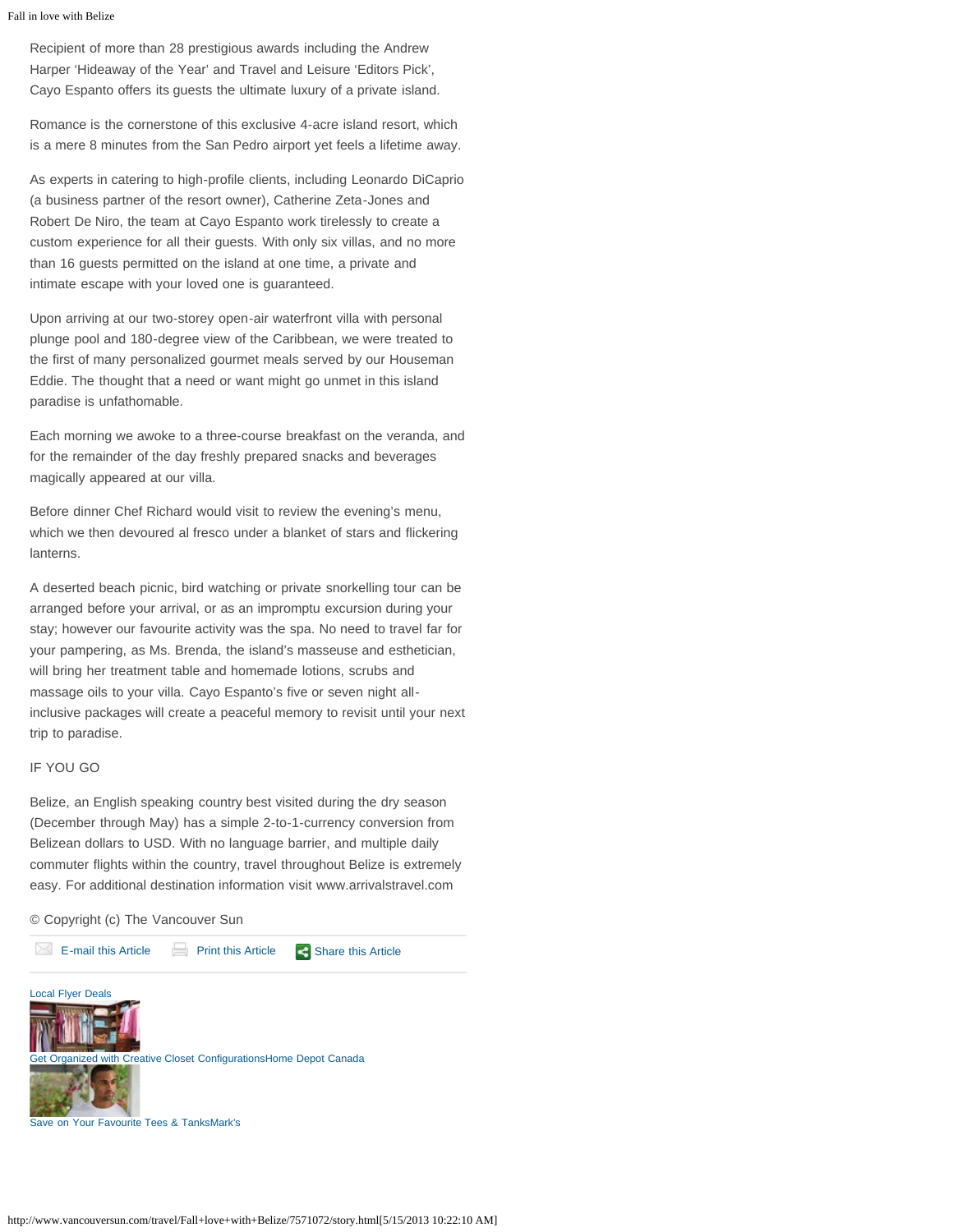Recipient of more than 28 prestigious awards including the Andrew Harper 'Hideaway of the Year' and Travel and Leisure 'Editors Pick', Cayo Espanto offers its guests the ultimate luxury of a private island.

Romance is the cornerstone of this exclusive 4-acre island resort, which is a mere 8 minutes from the San Pedro airport yet feels a lifetime away.

As experts in catering to high-profile clients, including Leonardo DiCaprio (a business partner of the resort owner), Catherine Zeta-Jones and Robert De Niro, the team at Cayo Espanto work tirelessly to create a custom experience for all their guests. With only six villas, and no more than 16 guests permitted on the island at one time, a private and intimate escape with your loved one is guaranteed.

Upon arriving at our two-storey open-air waterfront villa with personal plunge pool and 180-degree view of the Caribbean, we were treated to the first of many personalized gourmet meals served by our Houseman Eddie. The thought that a need or want might go unmet in this island paradise is unfathomable.

Each morning we awoke to a three-course breakfast on the veranda, and for the remainder of the day freshly prepared snacks and beverages magically appeared at our villa.

Before dinner Chef Richard would visit to review the evening's menu, which we then devoured al fresco under a blanket of stars and flickering lanterns.

A deserted beach picnic, bird watching or private snorkelling tour can be arranged before your arrival, or as an impromptu excursion during your stay; however our favourite activity was the spa. No need to travel far for your pampering, as Ms. Brenda, the island's masseuse and esthetician, will bring her treatment table and homemade lotions, scrubs and massage oils to your villa. Cayo Espanto's five or seven night all-inclusive packages will create a peaceful memory to revisit until your next trip to paradise.

IF YOU GO

Belize, an English speaking country best visited during the dry season (December through May) has a simple 2-to-1-currency conversion from Belizean dollars to USD. With no language barrier, and multiple daily commuter flights within the country, travel throughout Belize is extremely easy. For additional destination information visit www.arrivalstravel.com

© Copyright (c) The Vancouver Sun

E-mail this Article Print this Article Share this Article

Local Flyer Deals

Get Organized with Creative Closet ConfigurationsHome Depot Canada

Save on Your Favourite Tees & TanksMark's